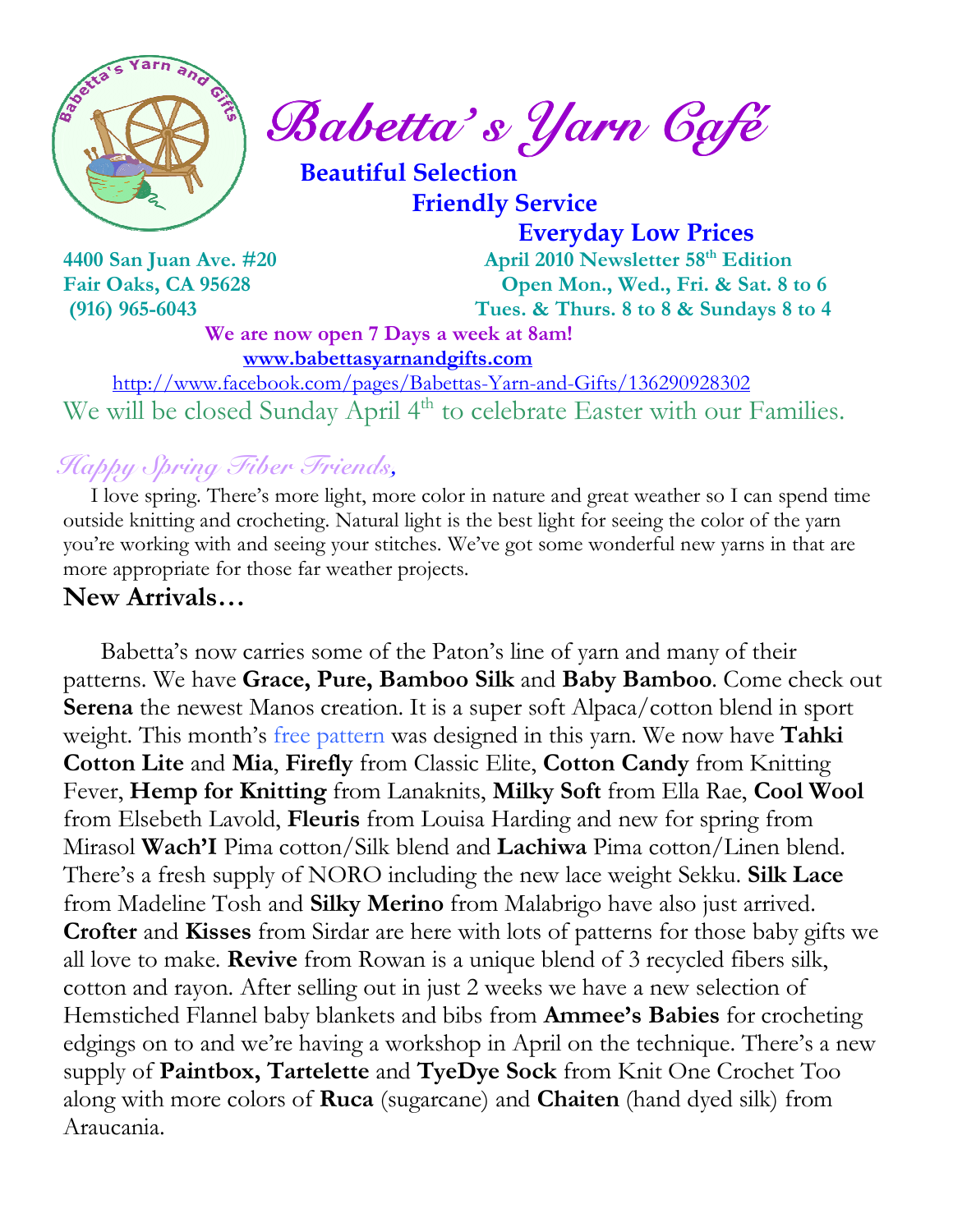# Babetta's Yarn Café

**Beautiful Selection**
**Friendly Service**
**Everyday Low Prices**

**4400 San Juan Ave. #20**
**Fair Oaks, CA 95628**
**(916) 965-6043**

**April 2010 Newsletter 58th Edition**
**Open Mon., Wed., Fri. & Sat. 8 to 6**
**Tues. & Thurs. 8 to 8 & Sundays 8 to 4**

**We are now open 7 Days a week at 8am!**

**www.babettasyarnandgifts.com**

http://www.facebook.com/pages/Babettas-Yarn-and-Gifts/136290928302

We will be closed Sunday April 4th to celebrate Easter with our Families.

## *Happy Spring Fiber Friends,*

I love spring. There's more light, more color in nature and great weather so I can spend time outside knitting and crocheting. Natural light is the best light for seeing the color of the yarn you're working with and seeing your stitches. We've got some wonderful new yarns in that are more appropriate for those far weather projects.

## New Arrivals…

Babetta's now carries some of the Paton's line of yarn and many of their patterns. We have **Grace, Pure, Bamboo Silk** and **Baby Bamboo**. Come check out **Serena** the newest Manos creation. It is a super soft Alpaca/cotton blend in sport weight. This month's free pattern was designed in this yarn. We now have **Tahki Cotton Lite** and **Mia**, **Firefly** from Classic Elite, **Cotton Candy** from Knitting Fever, **Hemp for Knitting** from Lanaknits, **Milky Soft** from Ella Rae, **Cool Wool** from Elsebeth Lavold, **Fleuris** from Louisa Harding and new for spring from Mirasol **Wach'I** Pima cotton/Silk blend and **Lachiwa** Pima cotton/Linen blend. There's a fresh supply of NORO including the new lace weight Sekku. **Silk Lace** from Madeline Tosh and **Silky Merino** from Malabrigo have also just arrived. **Crofter** and **Kisses** from Sirdar are here with lots of patterns for those baby gifts we all love to make. **Revive** from Rowan is a unique blend of 3 recycled fibers silk, cotton and rayon. After selling out in just 2 weeks we have a new selection of Hemstiched Flannel baby blankets and bibs from **Ammee's Babies** for crocheting edgings on to and we're having a workshop in April on the technique. There's a new supply of **Paintbox, Tartelette** and **TyeDye Sock** from Knit One Crochet Too along with more colors of **Ruca** (sugarcane) and **Chaiten** (hand dyed silk) from Araucania.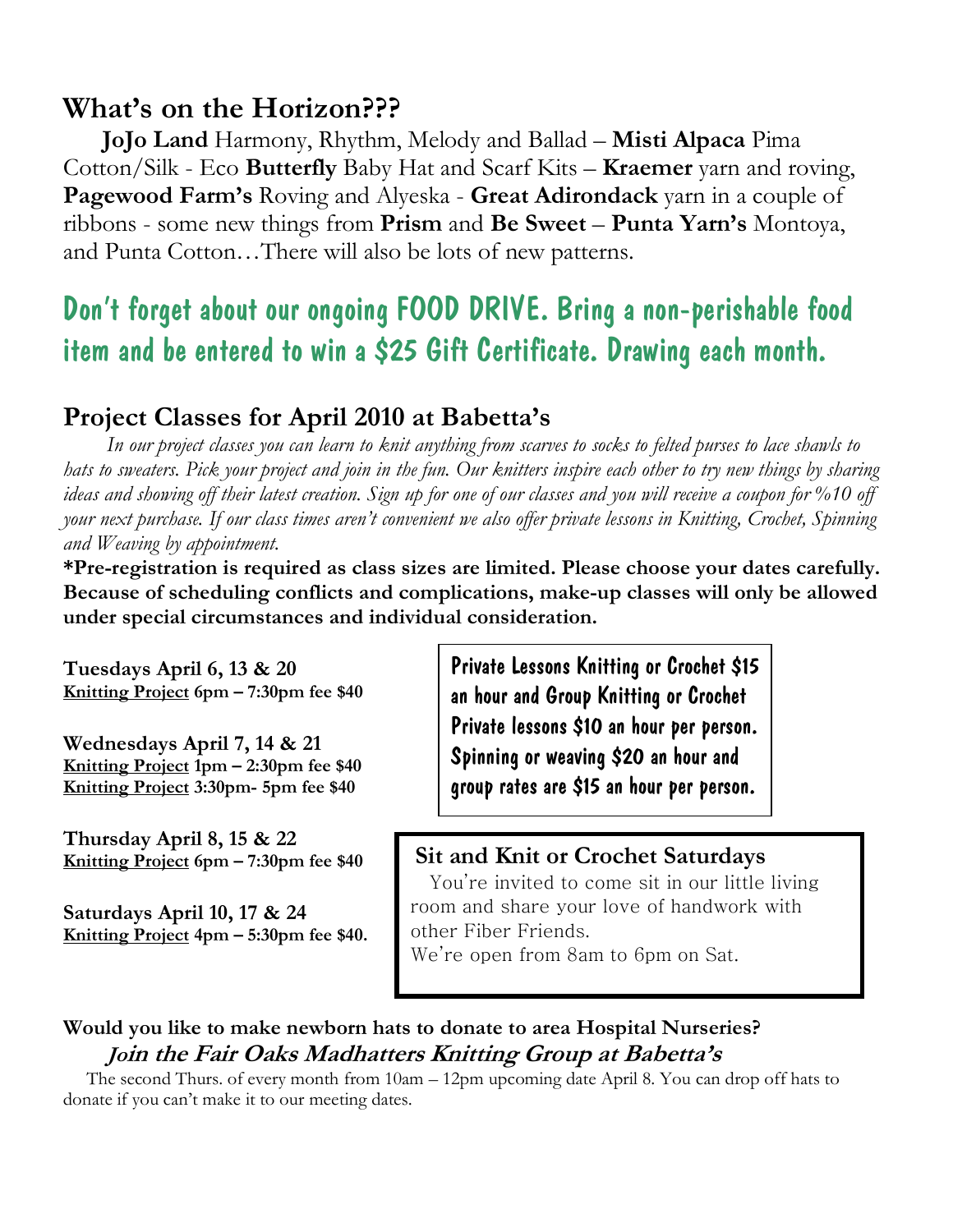## What's on the Horizon???

**JoJo Land** Harmony, Rhythm, Melody and Ballad – **Misti Alpaca** Pima Cotton/Silk - Eco **Butterfly** Baby Hat and Scarf Kits – **Kraemer** yarn and roving, **Pagewood Farm's** Roving and Alyeska - **Great Adirondack** yarn in a couple of ribbons - some new things from **Prism** and **Be Sweet** – **Punta Yarn's** Montoya, and Punta Cotton…There will also be lots of new patterns.

## Don't forget about our ongoing FOOD DRIVE. Bring a non-perishable food item and be entered to win a $25 Gift Certificate. Drawing each month.

## Project Classes for April 2010 at Babetta's

*In our project classes you can learn to knit anything from scarves to socks to felted purses to lace shawls to hats to sweaters. Pick your project and join in the fun. Our knitters inspire each other to try new things by sharing ideas and showing off their latest creation. Sign up for one of our classes and you will receive a coupon for %10 off your next purchase. If our class times aren't convenient we also offer private lessons in Knitting, Crochet, Spinning and Weaving by appointment.*

**\*Pre-registration is required as class sizes are limited. Please choose your dates carefully. Because of scheduling conflicts and complications, make-up classes will only be allowed under special circumstances and individual consideration.**

**Tuesdays April 6, 13 & 20**
**Knitting Project 6pm – 7:30pm fee $40**

**Wednesdays April 7, 14 & 21**
**Knitting Project 1pm – 2:30pm fee $40**
**Knitting Project 3:30pm- 5pm fee $40**

**Thursday April 8, 15 & 22**
**Knitting Project 6pm – 7:30pm fee $40**

**Saturdays April 10, 17 & 24**
**Knitting Project 4pm – 5:30pm fee $40.**

Private Lessons Knitting or Crochet $15 an hour and Group Knitting or Crochet Private lessons $10 an hour per person. Spinning or weaving $20 an hour and group rates are $15 an hour per person.

### Sit and Knit or Crochet Saturdays

You're invited to come sit in our little living room and share your love of handwork with other Fiber Friends.
We're open from 8am to 6pm on Sat.

**Would you like to make newborn hats to donate to area Hospital Nurseries?**
***Join the Fair Oaks Madhatters Knitting Group at Babetta's***

The second Thurs. of every month from 10am – 12pm upcoming date April 8. You can drop off hats to donate if you can't make it to our meeting dates.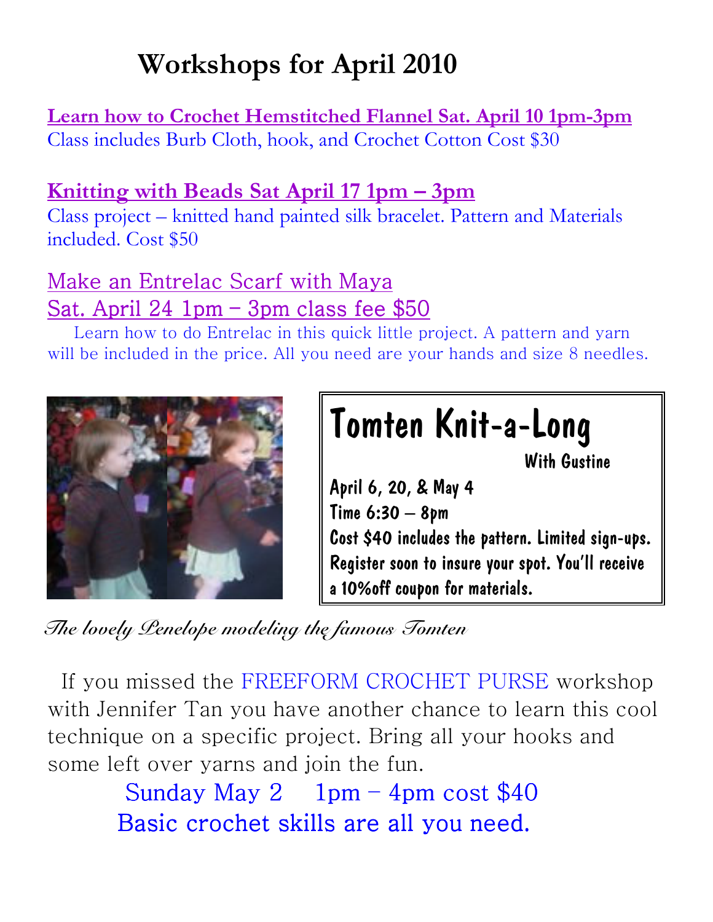# Workshops for April 2010

**Learn how to Crochet Hemstitched Flannel Sat. April 10 1pm-3pm**
Class includes Burb Cloth, hook, and Crochet Cotton Cost $30

**Knitting with Beads Sat April 17 1pm – 3pm**
Class project – knitted hand painted silk bracelet. Pattern and Materials included. Cost $50

Make an Entrelac Scarf with Maya
Sat. April 24 1pm – 3pm class fee $50

Learn how to do Entrelac in this quick little project. A pattern and yarn will be included in the price. All you need are your hands and size 8 needles.

## Tomten Knit-a-Long

With Gustine

April 6, 20, & May 4
Time 6:30 – 8pm
Cost $40 includes the pattern. Limited sign-ups. Register soon to insure your spot. You'll receive a 10%off coupon for materials.

*The lovely Penelope modeling the famous Tomten*

If you missed the FREEFORM CROCHET PURSE workshop with Jennifer Tan you have another chance to learn this cool technique on a specific project. Bring all your hooks and some left over yarns and join the fun.

Sunday May 2 1pm – 4pm cost $40
Basic crochet skills are all you need.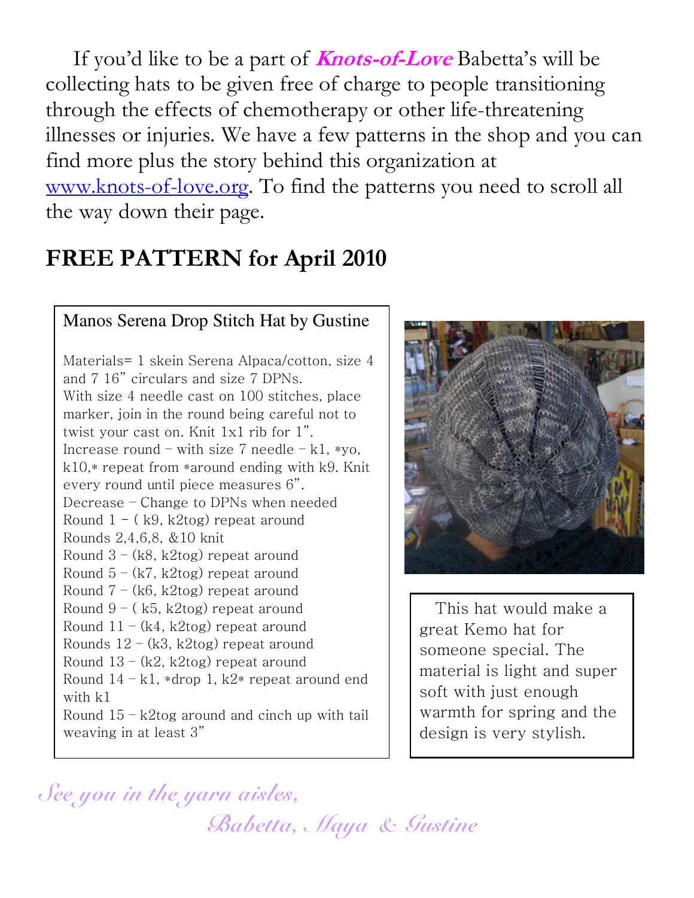If you'd like to be a part of ***Knots-of-Love*** Babetta's will be collecting hats to be given free of charge to people transitioning through the effects of chemotherapy or other life-threatening illnesses or injuries. We have a few patterns in the shop and you can find more plus the story behind this organization at www.knots-of-love.org. To find the patterns you need to scroll all the way down their page.

## FREE PATTERN for April 2010

### Manos Serena Drop Stitch Hat by Gustine

Materials= 1 skein Serena Alpaca/cotton, size 4 and 7 16" circulars and size 7 DPNs.
With size 4 needle cast on 100 stitches, place marker, join in the round being careful not to twist your cast on. Knit 1x1 rib for 1".
Increase round – with size 7 needle – k1, *yo, k10,* repeat from *around ending with k9. Knit every round until piece measures 6".
Decrease – Change to DPNs when needed
Round 1 – ( k9, k2tog) repeat around
Rounds 2,4,6,8, &10 knit
Round 3 – (k8, k2tog) repeat around
Round 5 – (k7, k2tog) repeat around
Round 7 – (k6, k2tog) repeat around
Round 9 – ( k5, k2tog) repeat around
Round 11 – (k4, k2tog) repeat around
Rounds 12 – (k3, k2tog) repeat around
Round 13 – (k2, k2tog) repeat around
Round 14 – k1, *drop 1, k2* repeat around end with k1
Round 15 – k2tog around and cinch up with tail weaving in at least 3"

This hat would make a great Kemo hat for someone special. The material is light and super soft with just enough warmth for spring and the design is very stylish.

*See you in the yarn aisles,*

*Babetta, Maya & Gustine*